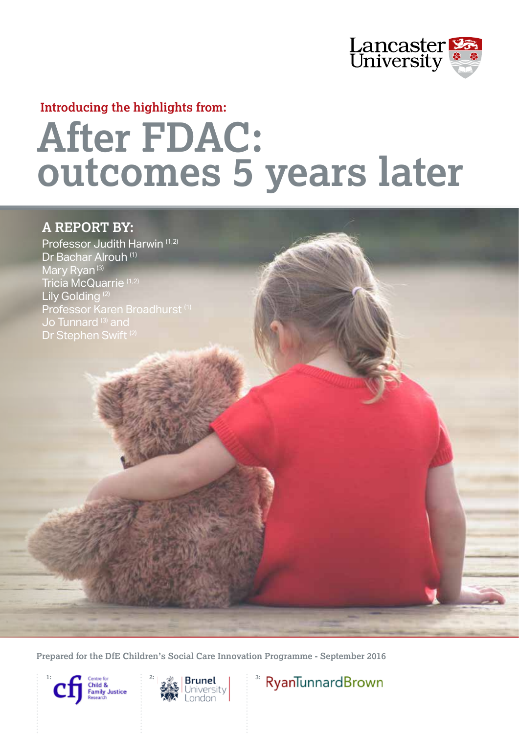Lancaster University

**Introducing the highlights from:**

# After FDAC: outcomes 5 years later

## A REPORT BY:

Professor Judith Harwin [1,2]
Dr Bachar Alrouh [1]
Mary Ryan [3]
Tricia McQuarrie [1,2]
Lily Golding [2]
Professor Karen Broadhurst [1]
Jo Tunnard [3] and
Dr Stephen Swift [2]

Prepared for the DfE Children's Social Care Innovation Programme - September 2016

1: Centre for Child & Family Justice Research

2: Brunel University London

3: RyanTunnardBrown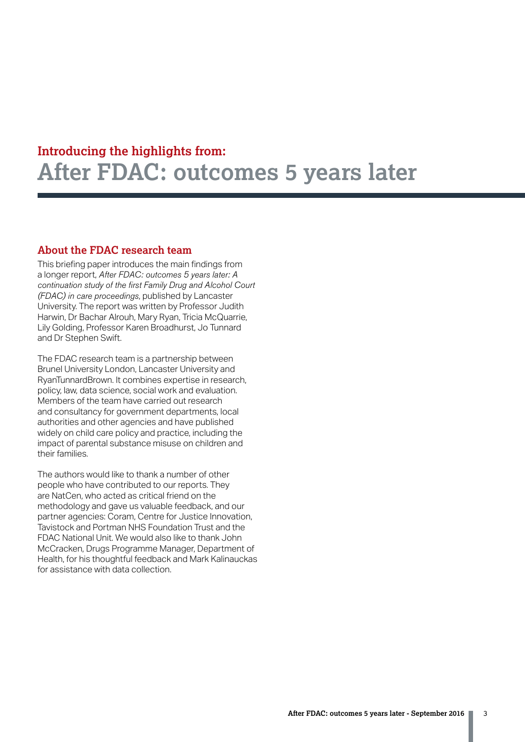## Introducing the highlights from:

# After FDAC: outcomes 5 years later

### About the FDAC research team

This briefing paper introduces the main findings from a longer report, *After FDAC: outcomes 5 years later: A continuation study of the first Family Drug and Alcohol Court (FDAC) in care proceedings*, published by Lancaster University. The report was written by Professor Judith Harwin, Dr Bachar Alrouh, Mary Ryan, Tricia McQuarrie, Lily Golding, Professor Karen Broadhurst, Jo Tunnard and Dr Stephen Swift.

The FDAC research team is a partnership between Brunel University London, Lancaster University and RyanTunnardBrown. It combines expertise in research, policy, law, data science, social work and evaluation. Members of the team have carried out research and consultancy for government departments, local authorities and other agencies and have published widely on child care policy and practice, including the impact of parental substance misuse on children and their families.

The authors would like to thank a number of other people who have contributed to our reports. They are NatCen, who acted as critical friend on the methodology and gave us valuable feedback, and our partner agencies: Coram, Centre for Justice Innovation, Tavistock and Portman NHS Foundation Trust and the FDAC National Unit. We would also like to thank John McCracken, Drugs Programme Manager, Department of Health, for his thoughtful feedback and Mark Kalinauckas for assistance with data collection.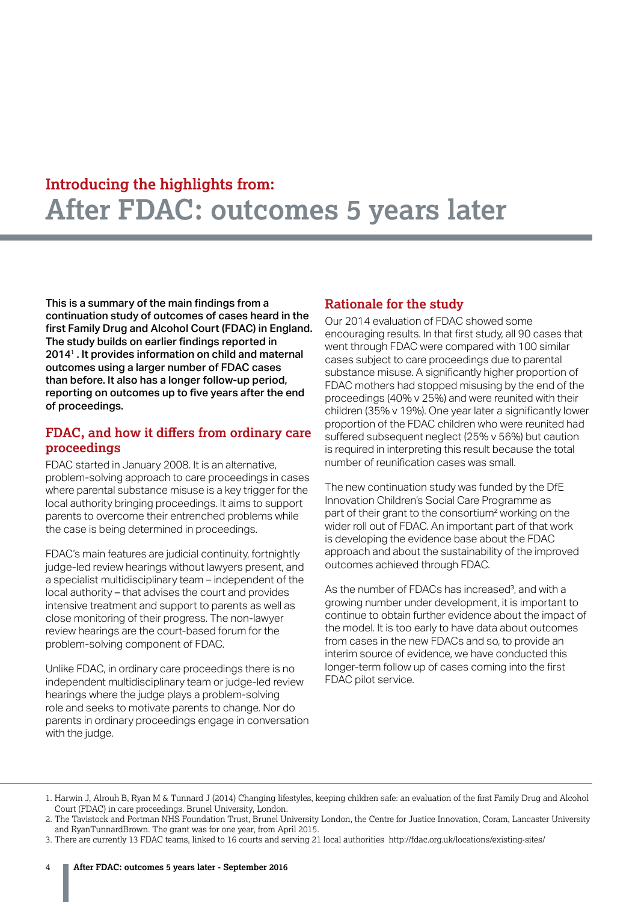## Introducing the highlights from:

# After FDAC: outcomes 5 years later

**This is a summary of the main findings from a continuation study of outcomes of cases heard in the first Family Drug and Alcohol Court (FDAC) in England. The study builds on earlier findings reported in 2014[1]. It provides information on child and maternal outcomes using a larger number of FDAC cases than before. It also has a longer follow-up period, reporting on outcomes up to five years after the end of proceedings.**

## FDAC, and how it differs from ordinary care proceedings

FDAC started in January 2008. It is an alternative, problem-solving approach to care proceedings in cases where parental substance misuse is a key trigger for the local authority bringing proceedings. It aims to support parents to overcome their entrenched problems while the case is being determined in proceedings.

FDAC's main features are judicial continuity, fortnightly judge-led review hearings without lawyers present, and a specialist multidisciplinary team – independent of the local authority – that advises the court and provides intensive treatment and support to parents as well as close monitoring of their progress. The non-lawyer review hearings are the court-based forum for the problem-solving component of FDAC.

Unlike FDAC, in ordinary care proceedings there is no independent multidisciplinary team or judge-led review hearings where the judge plays a problem-solving role and seeks to motivate parents to change. Nor do parents in ordinary proceedings engage in conversation with the judge.

## Rationale for the study

Our 2014 evaluation of FDAC showed some encouraging results. In that first study, all 90 cases that went through FDAC were compared with 100 similar cases subject to care proceedings due to parental substance misuse. A significantly higher proportion of FDAC mothers had stopped misusing by the end of the proceedings (40% v 25%) and were reunited with their children (35% v 19%). One year later a significantly lower proportion of the FDAC children who were reunited had suffered subsequent neglect (25% v 56%) but caution is required in interpreting this result because the total number of reunification cases was small.

The new continuation study was funded by the DfE Innovation Children's Social Care Programme as part of their grant to the consortium[2] working on the wider roll out of FDAC. An important part of that work is developing the evidence base about the FDAC approach and about the sustainability of the improved outcomes achieved through FDAC.

As the number of FDACs has increased[3], and with a growing number under development, it is important to continue to obtain further evidence about the impact of the model. It is too early to have data about outcomes from cases in the new FDACs and so, to provide an interim source of evidence, we have conducted this longer-term follow up of cases coming into the first FDAC pilot service.

---

1. Harwin J, Alrouh B, Ryan M & Tunnard J (2014) Changing lifestyles, keeping children safe: an evaluation of the first Family Drug and Alcohol Court (FDAC) in care proceedings. Brunel University, London.
2. The Tavistock and Portman NHS Foundation Trust, Brunel University London, the Centre for Justice Innovation, Coram, Lancaster University and RyanTunnardBrown. The grant was for one year, from April 2015.
3. There are currently 13 FDAC teams, linked to 16 courts and serving 21 local authorities http://fdac.org.uk/locations/existing-sites/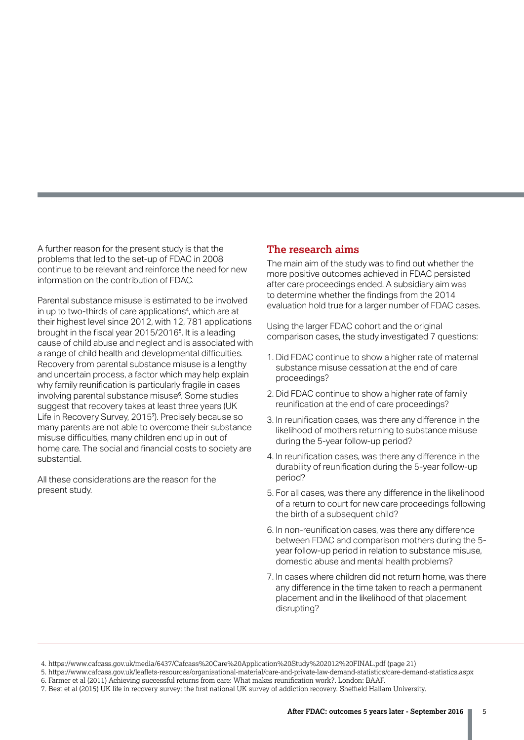A further reason for the present study is that the problems that led to the set-up of FDAC in 2008 continue to be relevant and reinforce the need for new information on the contribution of FDAC.

Parental substance misuse is estimated to be involved in up to two-thirds of care applications[4], which are at their highest level since 2012, with 12, 781 applications brought in the fiscal year 2015/2016[5]. It is a leading cause of child abuse and neglect and is associated with a range of child health and developmental difficulties. Recovery from parental substance misuse is a lengthy and uncertain process, a factor which may help explain why family reunification is particularly fragile in cases involving parental substance misuse[6]. Some studies suggest that recovery takes at least three years (UK Life in Recovery Survey, 2015[7]). Precisely because so many parents are not able to overcome their substance misuse difficulties, many children end up in out of home care. The social and financial costs to society are substantial.

All these considerations are the reason for the present study.

## The research aims

The main aim of the study was to find out whether the more positive outcomes achieved in FDAC persisted after care proceedings ended. A subsidiary aim was to determine whether the findings from the 2014 evaluation hold true for a larger number of FDAC cases.

Using the larger FDAC cohort and the original comparison cases, the study investigated 7 questions:

1. Did FDAC continue to show a higher rate of maternal substance misuse cessation at the end of care proceedings?
2. Did FDAC continue to show a higher rate of family reunification at the end of care proceedings?
3. In reunification cases, was there any difference in the likelihood of mothers returning to substance misuse during the 5-year follow-up period?
4. In reunification cases, was there any difference in the durability of reunification during the 5-year follow-up period?
5. For all cases, was there any difference in the likelihood of a return to court for new care proceedings following the birth of a subsequent child?
6. In non-reunification cases, was there any difference between FDAC and comparison mothers during the 5-year follow-up period in relation to substance misuse, domestic abuse and mental health problems?
7. In cases where children did not return home, was there any difference in the time taken to reach a permanent placement and in the likelihood of that placement disrupting?

---

4. https://www.cafcass.gov.uk/media/6437/Cafcass%20Care%20Application%20Study%202012%20FINAL.pdf (page 21)
5. https://www.cafcass.gov.uk/leaflets-resources/organisational-material/care-and-private-law-demand-statistics/care-demand-statistics.aspx
6. Farmer et al (2011) Achieving successful returns from care: What makes reunification work?. London: BAAF.
7. Best et al (2015) UK life in recovery survey: the first national UK survey of addiction recovery. Sheffield Hallam University.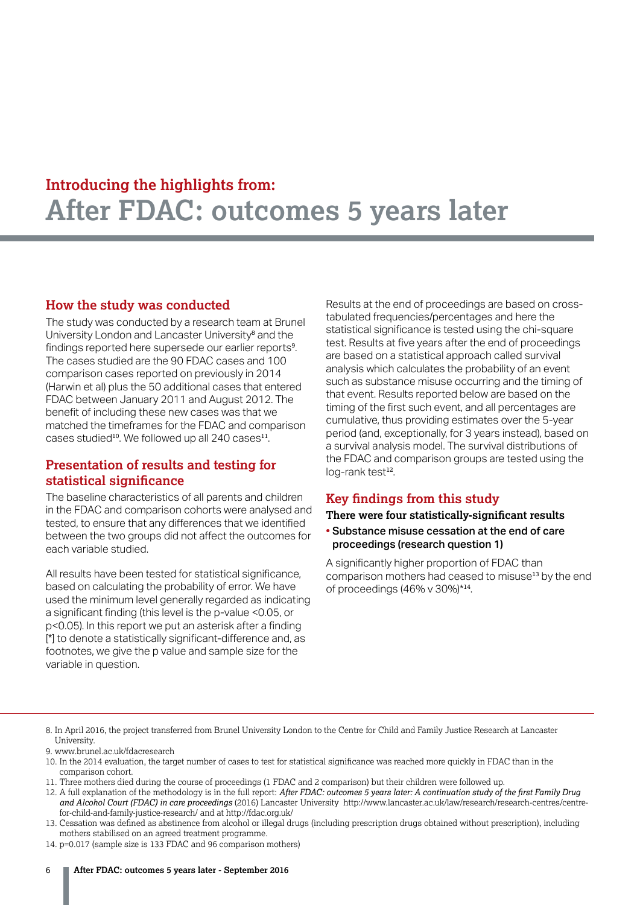## Introducing the highlights from:

# After FDAC: outcomes 5 years later

### How the study was conducted

The study was conducted by a research team at Brunel University London and Lancaster University[8] and the findings reported here supersede our earlier reports[9]. The cases studied are the 90 FDAC cases and 100 comparison cases reported on previously in 2014 (Harwin et al) plus the 50 additional cases that entered FDAC between January 2011 and August 2012. The benefit of including these new cases was that we matched the timeframes for the FDAC and comparison cases studied[10]. We followed up all 240 cases[11].

### Presentation of results and testing for statistical significance

The baseline characteristics of all parents and children in the FDAC and comparison cohorts were analysed and tested, to ensure that any differences that we identified between the two groups did not affect the outcomes for each variable studied.

All results have been tested for statistical significance, based on calculating the probability of error. We have used the minimum level generally regarded as indicating a significant finding (this level is the p-value <0.05, or $p<0.05$). In this report we put an asterisk after a finding [*] to denote a statistically significant-difference and, as footnotes, we give the p value and sample size for the variable in question.

Results at the end of proceedings are based on cross-tabulated frequencies/percentages and here the statistical significance is tested using the chi-square test. Results at five years after the end of proceedings are based on a statistical approach called survival analysis which calculates the probability of an event such as substance misuse occurring and the timing of that event. Results reported below are based on the timing of the first such event, and all percentages are cumulative, thus providing estimates over the 5-year period (and, exceptionally, for 3 years instead), based on a survival analysis model. The survival distributions of the FDAC and comparison groups are tested using the log-rank test[12].

### Key findings from this study

**There were four statistically-significant results**

- **Substance misuse cessation at the end of care proceedings (research question 1)**

A significantly higher proportion of FDAC than comparison mothers had ceased to misuse[13] by the end of proceedings (46% v 30%)*[14].

---

8. In April 2016, the project transferred from Brunel University London to the Centre for Child and Family Justice Research at Lancaster University.
9. www.brunel.ac.uk/fdacresearch
10. In the 2014 evaluation, the target number of cases to test for statistical significance was reached more quickly in FDAC than in the comparison cohort.
11. Three mothers died during the course of proceedings (1 FDAC and 2 comparison) but their children were followed up.
12. A full explanation of the methodology is in the full report: *After FDAC: outcomes 5 years later: A continuation study of the first Family Drug and Alcohol Court (FDAC) in care proceedings* (2016) Lancaster University http://www.lancaster.ac.uk/law/research/research-centres/centre-for-child-and-family-justice-research/ and at http://fdac.org.uk/
13. Cessation was defined as abstinence from alcohol or illegal drugs (including prescription drugs obtained without prescription), including mothers stabilised on an agreed treatment programme.
14. $p=0.017$ (sample size is 133 FDAC and 96 comparison mothers)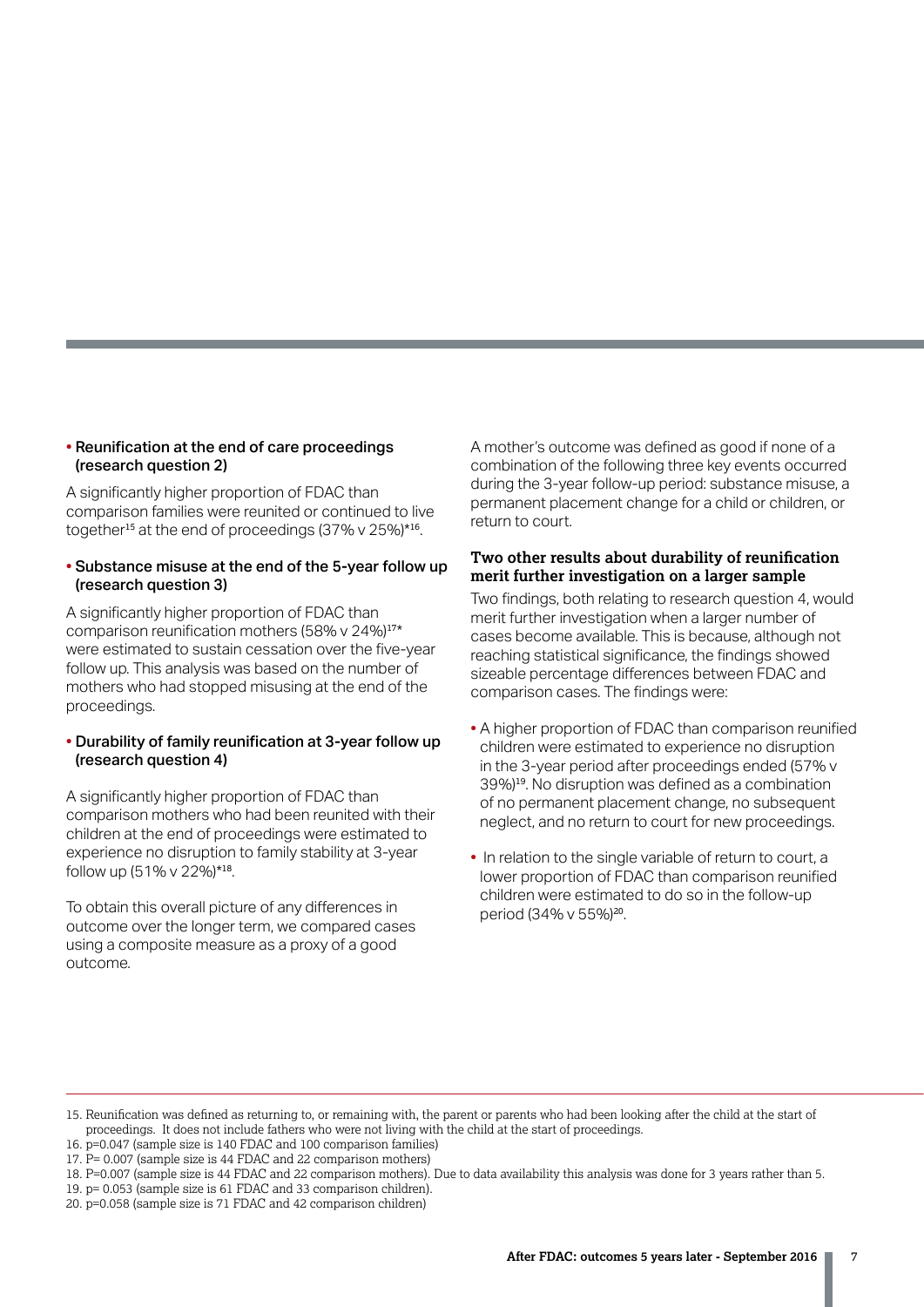- **Reunification at the end of care proceedings (research question 2)**

A significantly higher proportion of FDAC than comparison families were reunited or continued to live together[15] at the end of proceedings (37% v 25%)*[16].

- **Substance misuse at the end of the 5-year follow up (research question 3)**

A significantly higher proportion of FDAC than comparison reunification mothers (58% v 24%)[17]* were estimated to sustain cessation over the five-year follow up. This analysis was based on the number of mothers who had stopped misusing at the end of the proceedings.

- **Durability of family reunification at 3-year follow up (research question 4)**

A significantly higher proportion of FDAC than comparison mothers who had been reunited with their children at the end of proceedings were estimated to experience no disruption to family stability at 3-year follow up (51% v 22%)*[18].

To obtain this overall picture of any differences in outcome over the longer term, we compared cases using a composite measure as a proxy of a good outcome.

A mother's outcome was defined as good if none of a combination of the following three key events occurred during the 3-year follow-up period: substance misuse, a permanent placement change for a child or children, or return to court.

### Two other results about durability of reunification merit further investigation on a larger sample

Two findings, both relating to research question 4, would merit further investigation when a larger number of cases become available. This is because, although not reaching statistical significance, the findings showed sizeable percentage differences between FDAC and comparison cases. The findings were:

- A higher proportion of FDAC than comparison reunified children were estimated to experience no disruption in the 3-year period after proceedings ended (57% v 39%)[19]. No disruption was defined as a combination of no permanent placement change, no subsequent neglect, and no return to court for new proceedings.
- In relation to the single variable of return to court, a lower proportion of FDAC than comparison reunified children were estimated to do so in the follow-up period (34% v 55%)[20].

---

15. Reunification was defined as returning to, or remaining with, the parent or parents who had been looking after the child at the start of proceedings. It does not include fathers who were not living with the child at the start of proceedings.
16. p=0.047 (sample size is 140 FDAC and 100 comparison families)
17. P= 0.007 (sample size is 44 FDAC and 22 comparison mothers)
18. P=0.007 (sample size is 44 FDAC and 22 comparison mothers). Due to data availability this analysis was done for 3 years rather than 5.
19. p= 0.053 (sample size is 61 FDAC and 33 comparison children).
20. p=0.058 (sample size is 71 FDAC and 42 comparison children)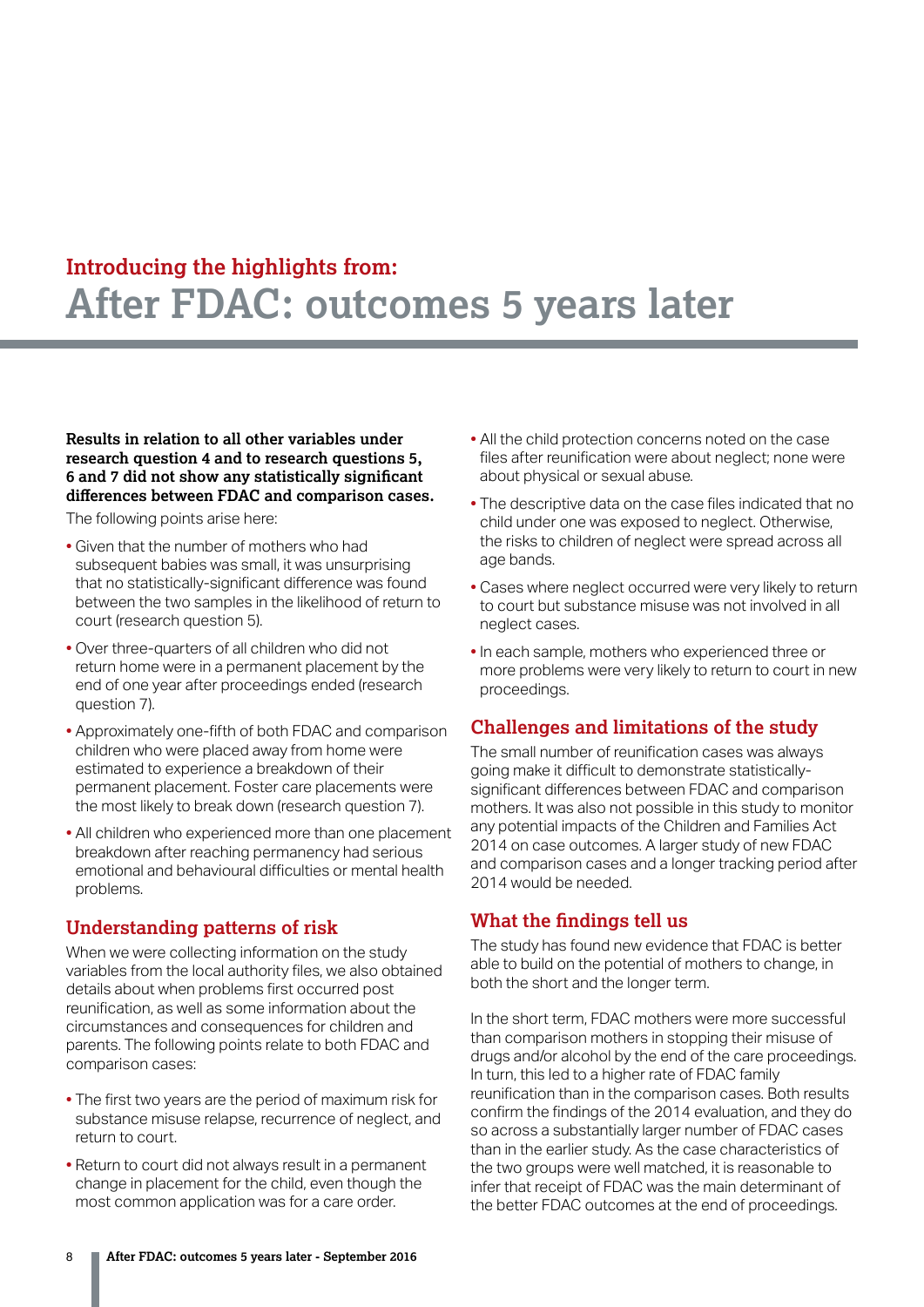Introducing the highlights from:

# After FDAC: outcomes 5 years later

**Results in relation to all other variables under research question 4 and to research questions 5, 6 and 7 did not show any statistically significant differences between FDAC and comparison cases.**

The following points arise here:

- Given that the number of mothers who had subsequent babies was small, it was unsurprising that no statistically-significant difference was found between the two samples in the likelihood of return to court (research question 5).
- Over three-quarters of all children who did not return home were in a permanent placement by the end of one year after proceedings ended (research question 7).
- Approximately one-fifth of both FDAC and comparison children who were placed away from home were estimated to experience a breakdown of their permanent placement. Foster care placements were the most likely to break down (research question 7).
- All children who experienced more than one placement breakdown after reaching permanency had serious emotional and behavioural difficulties or mental health problems.

## Understanding patterns of risk

When we were collecting information on the study variables from the local authority files, we also obtained details about when problems first occurred post reunification, as well as some information about the circumstances and consequences for children and parents. The following points relate to both FDAC and comparison cases:

- The first two years are the period of maximum risk for substance misuse relapse, recurrence of neglect, and return to court.
- Return to court did not always result in a permanent change in placement for the child, even though the most common application was for a care order.
- All the child protection concerns noted on the case files after reunification were about neglect; none were about physical or sexual abuse.
- The descriptive data on the case files indicated that no child under one was exposed to neglect. Otherwise, the risks to children of neglect were spread across all age bands.
- Cases where neglect occurred were very likely to return to court but substance misuse was not involved in all neglect cases.
- In each sample, mothers who experienced three or more problems were very likely to return to court in new proceedings.

## Challenges and limitations of the study

The small number of reunification cases was always going make it difficult to demonstrate statistically-significant differences between FDAC and comparison mothers. It was also not possible in this study to monitor any potential impacts of the Children and Families Act 2014 on case outcomes. A larger study of new FDAC and comparison cases and a longer tracking period after 2014 would be needed.

## What the findings tell us

The study has found new evidence that FDAC is better able to build on the potential of mothers to change, in both the short and the longer term.

In the short term, FDAC mothers were more successful than comparison mothers in stopping their misuse of drugs and/or alcohol by the end of the care proceedings. In turn, this led to a higher rate of FDAC family reunification than in the comparison cases. Both results confirm the findings of the 2014 evaluation, and they do so across a substantially larger number of FDAC cases than in the earlier study. As the case characteristics of the two groups were well matched, it is reasonable to infer that receipt of FDAC was the main determinant of the better FDAC outcomes at the end of proceedings.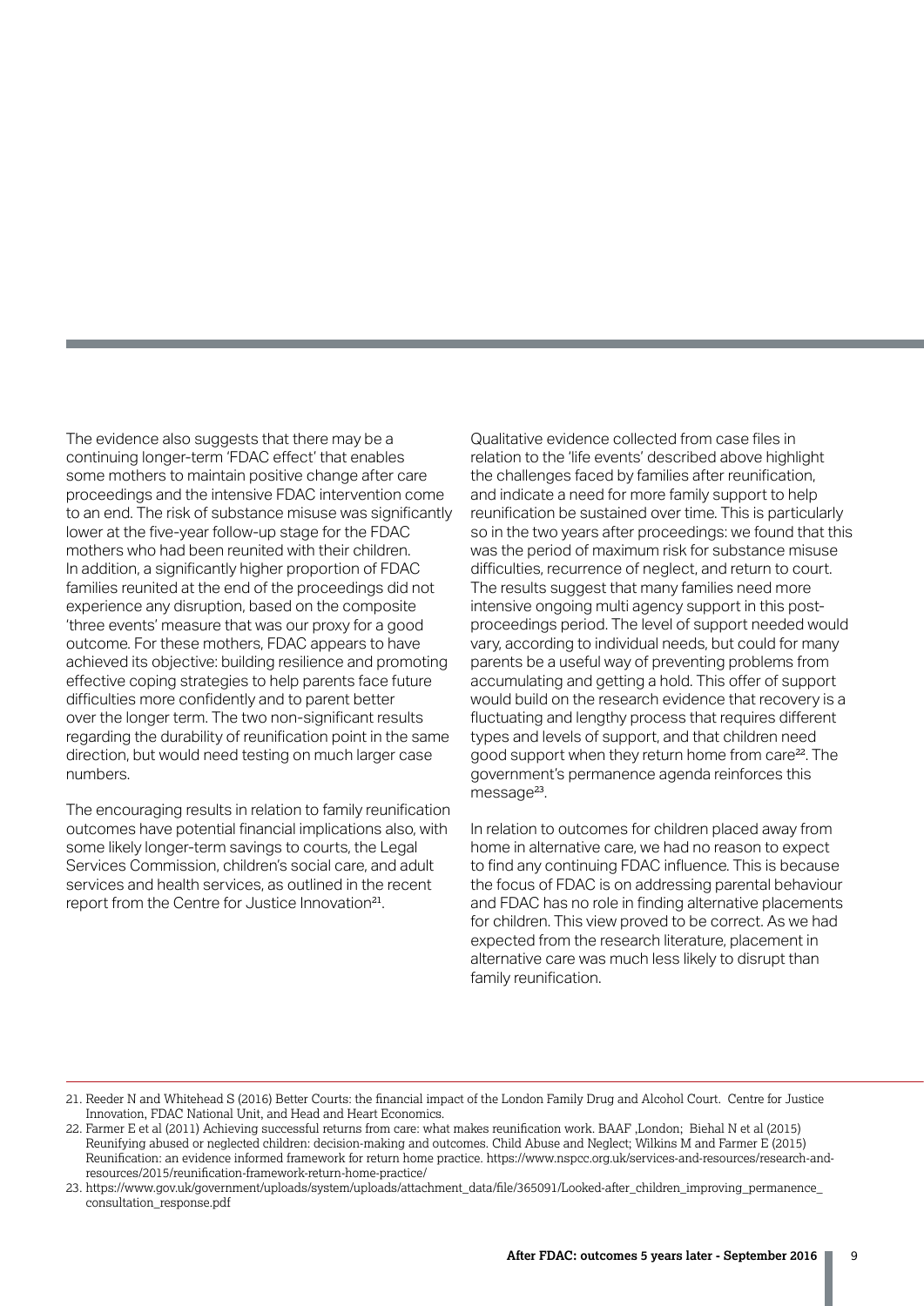The evidence also suggests that there may be a continuing longer-term 'FDAC effect' that enables some mothers to maintain positive change after care proceedings and the intensive FDAC intervention come to an end. The risk of substance misuse was significantly lower at the five-year follow-up stage for the FDAC mothers who had been reunited with their children. In addition, a significantly higher proportion of FDAC families reunited at the end of the proceedings did not experience any disruption, based on the composite 'three events' measure that was our proxy for a good outcome. For these mothers, FDAC appears to have achieved its objective: building resilience and promoting effective coping strategies to help parents face future difficulties more confidently and to parent better over the longer term. The two non-significant results regarding the durability of reunification point in the same direction, but would need testing on much larger case numbers.

The encouraging results in relation to family reunification outcomes have potential financial implications also, with some likely longer-term savings to courts, the Legal Services Commission, children's social care, and adult services and health services, as outlined in the recent report from the Centre for Justice Innovation[21].

Qualitative evidence collected from case files in relation to the 'life events' described above highlight the challenges faced by families after reunification, and indicate a need for more family support to help reunification be sustained over time. This is particularly so in the two years after proceedings: we found that this was the period of maximum risk for substance misuse difficulties, recurrence of neglect, and return to court. The results suggest that many families need more intensive ongoing multi agency support in this post-proceedings period. The level of support needed would vary, according to individual needs, but could for many parents be a useful way of preventing problems from accumulating and getting a hold. This offer of support would build on the research evidence that recovery is a fluctuating and lengthy process that requires different types and levels of support, and that children need good support when they return home from care[22]. The government's permanence agenda reinforces this message[23].

In relation to outcomes for children placed away from home in alternative care, we had no reason to expect to find any continuing FDAC influence. This is because the focus of FDAC is on addressing parental behaviour and FDAC has no role in finding alternative placements for children. This view proved to be correct. As we had expected from the research literature, placement in alternative care was much less likely to disrupt than family reunification.

---

21. Reeder N and Whitehead S (2016) Better Courts: the financial impact of the London Family Drug and Alcohol Court. Centre for Justice Innovation, FDAC National Unit, and Head and Heart Economics.
22. Farmer E et al (2011) Achieving successful returns from care: what makes reunification work. BAAF ,London; Biehal N et al (2015) Reunifying abused or neglected children: decision-making and outcomes. Child Abuse and Neglect; Wilkins M and Farmer E (2015) Reunification: an evidence informed framework for return home practice. https://www.nspcc.org.uk/services-and-resources/research-and-resources/2015/reunification-framework-return-home-practice/
23. https://www.gov.uk/government/uploads/system/uploads/attachment_data/file/365091/Looked-after_children_improving_permanence_consultation_response.pdf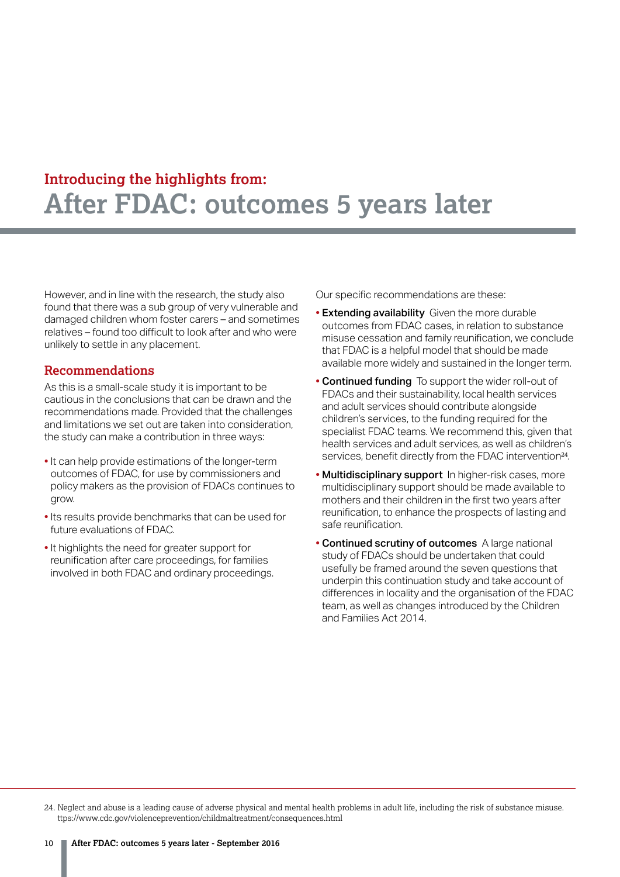## Introducing the highlights from:

# After FDAC: outcomes 5 years later

However, and in line with the research, the study also found that there was a sub group of very vulnerable and damaged children whom foster carers – and sometimes relatives – found too difficult to look after and who were unlikely to settle in any placement.

### Recommendations

As this is a small-scale study it is important to be cautious in the conclusions that can be drawn and the recommendations made. Provided that the challenges and limitations we set out are taken into consideration, the study can make a contribution in three ways:

- It can help provide estimations of the longer-term outcomes of FDAC, for use by commissioners and policy makers as the provision of FDACs continues to grow.
- Its results provide benchmarks that can be used for future evaluations of FDAC.
- It highlights the need for greater support for reunification after care proceedings, for families involved in both FDAC and ordinary proceedings.

Our specific recommendations are these:

- **Extending availability** Given the more durable outcomes from FDAC cases, in relation to substance misuse cessation and family reunification, we conclude that FDAC is a helpful model that should be made available more widely and sustained in the longer term.
- **Continued funding** To support the wider roll-out of FDACs and their sustainability, local health services and adult services should contribute alongside children's services, to the funding required for the specialist FDAC teams. We recommend this, given that health services and adult services, as well as children's services, benefit directly from the FDAC intervention[24].
- **Multidisciplinary support** In higher-risk cases, more multidisciplinary support should be made available to mothers and their children in the first two years after reunification, to enhance the prospects of lasting and safe reunification.
- **Continued scrutiny of outcomes** A large national study of FDACs should be undertaken that could usefully be framed around the seven questions that underpin this continuation study and take account of differences in locality and the organisation of the FDAC team, as well as changes introduced by the Children and Families Act 2014.

24. Neglect and abuse is a leading cause of adverse physical and mental health problems in adult life, including the risk of substance misuse. ttps://www.cdc.gov/violenceprevention/childmaltreatment/consequences.html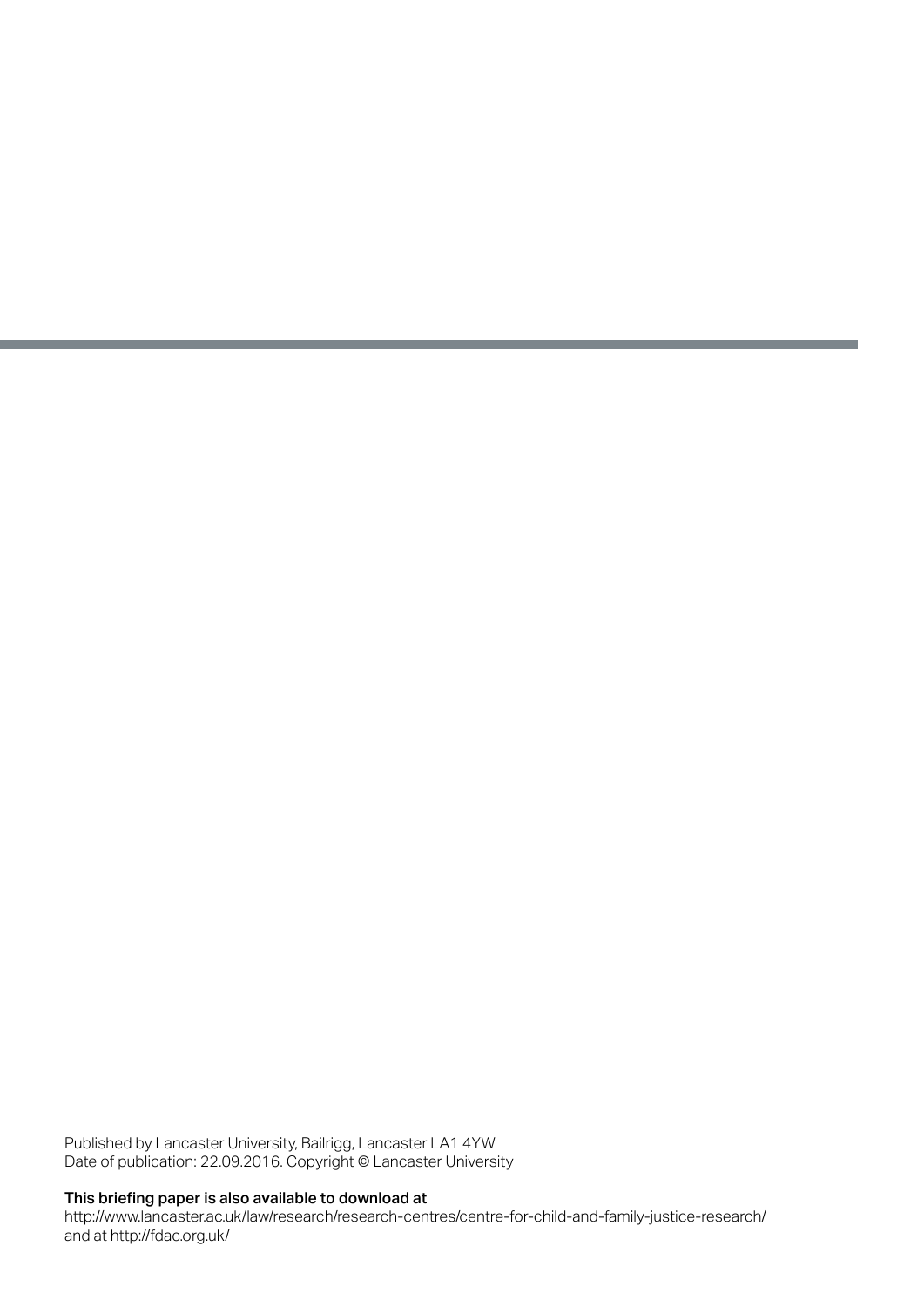Published by Lancaster University, Bailrigg, Lancaster LA1 4YW
Date of publication: 22.09.2016. Copyright © Lancaster University

**This briefing paper is also available to download at**
http://www.lancaster.ac.uk/law/research/research-centres/centre-for-child-and-family-justice-research/
and at http://fdac.org.uk/